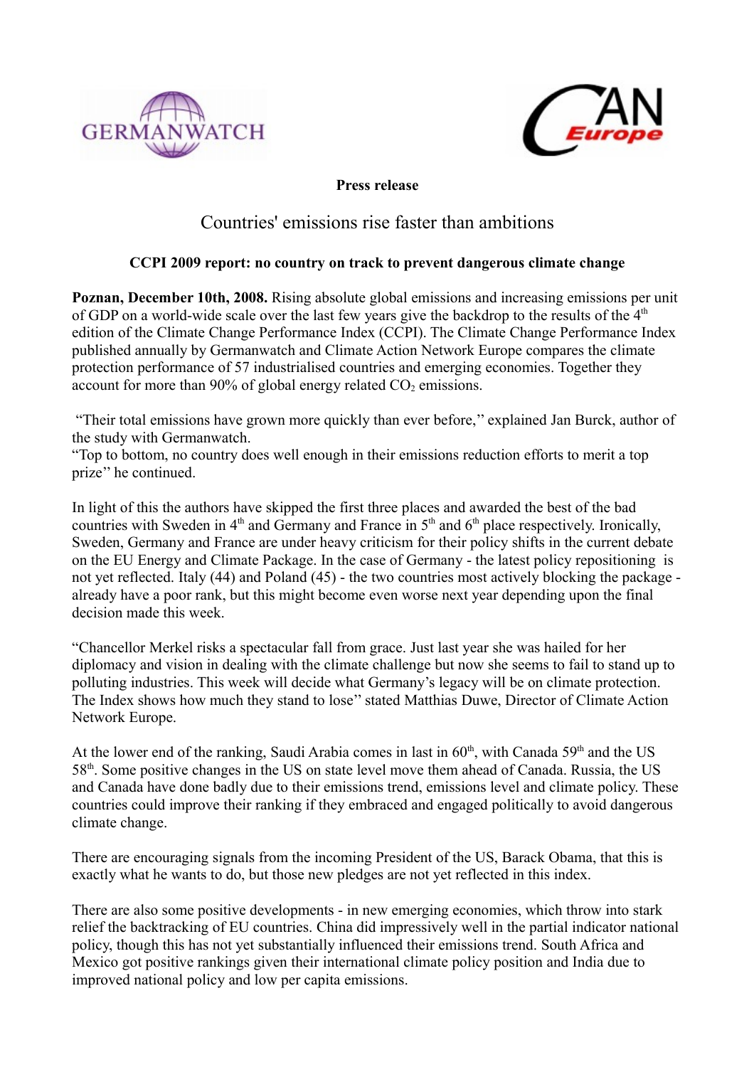**Press release**

# Countries' emissions rise faster than ambitions

**CCPI 2009 report: no country on track to prevent dangerous climate change**

**Poznan, December 10th, 2008.** Rising absolute global emissions and increasing emissions per unit of GDP on a world-wide scale over the last few years give the backdrop to the results of the 4th edition of the Climate Change Performance Index (CCPI). The Climate Change Performance Index published annually by Germanwatch and Climate Action Network Europe compares the climate protection performance of 57 industrialised countries and emerging economies. Together they account for more than 90% of global energy related $CO_2$ emissions.

"Their total emissions have grown more quickly than ever before," explained Jan Burck, author of the study with Germanwatch.
"Top to bottom, no country does well enough in their emissions reduction efforts to merit a top prize" he continued.

In light of this the authors have skipped the first three places and awarded the best of the bad countries with Sweden in 4th and Germany and France in 5th and 6th place respectively. Ironically, Sweden, Germany and France are under heavy criticism for their policy shifts in the current debate on the EU Energy and Climate Package. In the case of Germany - the latest policy repositioning is not yet reflected. Italy (44) and Poland (45) - the two countries most actively blocking the package - already have a poor rank, but this might become even worse next year depending upon the final decision made this week.

"Chancellor Merkel risks a spectacular fall from grace. Just last year she was hailed for her diplomacy and vision in dealing with the climate challenge but now she seems to fail to stand up to polluting industries. This week will decide what Germany's legacy will be on climate protection. The Index shows how much they stand to lose" stated Matthias Duwe, Director of Climate Action Network Europe.

At the lower end of the ranking, Saudi Arabia comes in last in 60th, with Canada 59th and the US 58th. Some positive changes in the US on state level move them ahead of Canada. Russia, the US and Canada have done badly due to their emissions trend, emissions level and climate policy. These countries could improve their ranking if they embraced and engaged politically to avoid dangerous climate change.

There are encouraging signals from the incoming President of the US, Barack Obama, that this is exactly what he wants to do, but those new pledges are not yet reflected in this index.

There are also some positive developments - in new emerging economies, which throw into stark relief the backtracking of EU countries. China did impressively well in the partial indicator national policy, though this has not yet substantially influenced their emissions trend. South Africa and Mexico got positive rankings given their international climate policy position and India due to improved national policy and low per capita emissions.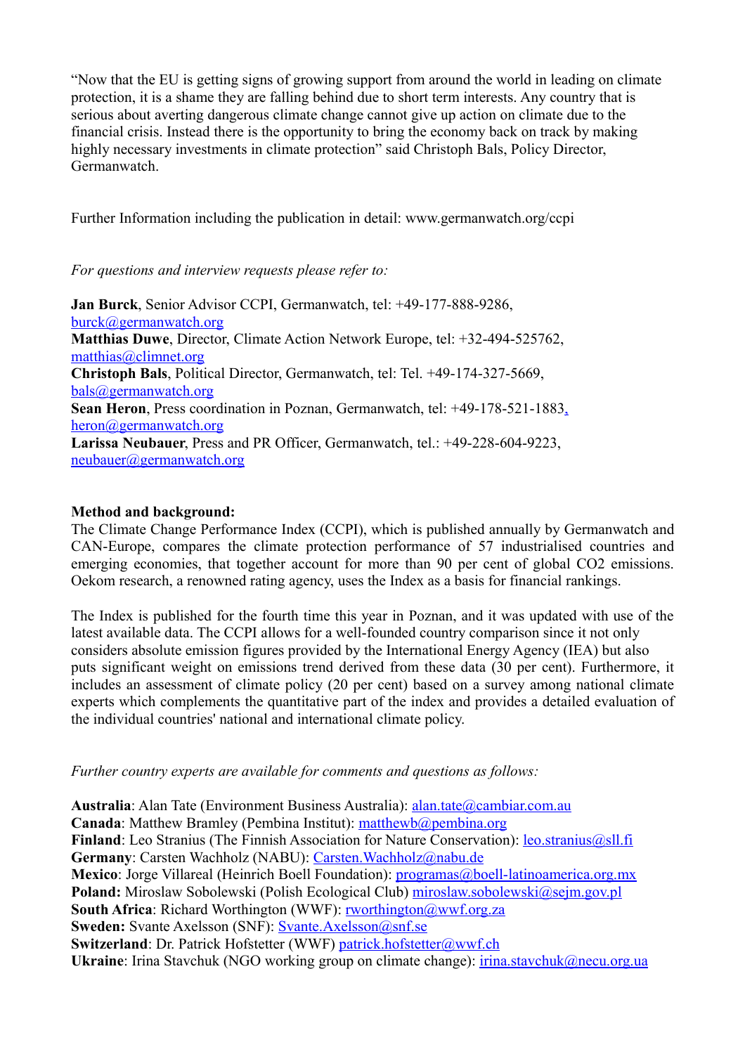"Now that the EU is getting signs of growing support from around the world in leading on climate protection, it is a shame they are falling behind due to short term interests. Any country that is serious about averting dangerous climate change cannot give up action on climate due to the financial crisis. Instead there is the opportunity to bring the economy back on track by making highly necessary investments in climate protection" said Christoph Bals, Policy Director, Germanwatch.

Further Information including the publication in detail: www.germanwatch.org/ccpi

*For questions and interview requests please refer to:*

**Jan Burck**, Senior Advisor CCPI, Germanwatch, tel: +49-177-888-9286, burck@germanwatch.org
**Matthias Duwe**, Director, Climate Action Network Europe, tel: +32-494-525762, matthias@climnet.org
**Christoph Bals**, Political Director, Germanwatch, tel: Tel. +49-174-327-5669, bals@germanwatch.org
**Sean Heron**, Press coordination in Poznan, Germanwatch, tel: +49-178-521-1883, heron@germanwatch.org
**Larissa Neubauer**, Press and PR Officer, Germanwatch, tel.: +49-228-604-9223, neubauer@germanwatch.org

**Method and background:**
The Climate Change Performance Index (CCPI), which is published annually by Germanwatch and CAN-Europe, compares the climate protection performance of 57 industrialised countries and emerging economies, that together account for more than 90 per cent of global $CO_2$ emissions. Oekom research, a renowned rating agency, uses the Index as a basis for financial rankings.

The Index is published for the fourth time this year in Poznan, and it was updated with use of the latest available data. The CCPI allows for a well-founded country comparison since it not only considers absolute emission figures provided by the International Energy Agency (IEA) but also puts significant weight on emissions trend derived from these data (30 per cent). Furthermore, it includes an assessment of climate policy (20 per cent) based on a survey among national climate experts which complements the quantitative part of the index and provides a detailed evaluation of the individual countries' national and international climate policy.

*Further country experts are available for comments and questions as follows:*

**Australia**: Alan Tate (Environment Business Australia): alan.tate@cambiar.com.au
**Canada**: Matthew Bramley (Pembina Institut): matthewb@pembina.org
**Finland**: Leo Stranius (The Finnish Association for Nature Conservation): leo.stranius@sll.fi
**Germany**: Carsten Wachholz (NABU): Carsten.Wachholz@nabu.de
**Mexico**: Jorge Villareal (Heinrich Boell Foundation): programas@boell-latinoamerica.org.mx
**Poland:** Miroslaw Sobolewski (Polish Ecological Club) miroslaw.sobolewski@sejm.gov.pl
**South Africa**: Richard Worthington (WWF): rworthington@wwf.org.za
**Sweden:** Svante Axelsson (SNF): Svante.Axelsson@snf.se
**Switzerland**: Dr. Patrick Hofstetter (WWF) patrick.hofstetter@wwf.ch
**Ukraine**: Irina Stavchuk (NGO working group on climate change): irina.stavchuk@necu.org.ua